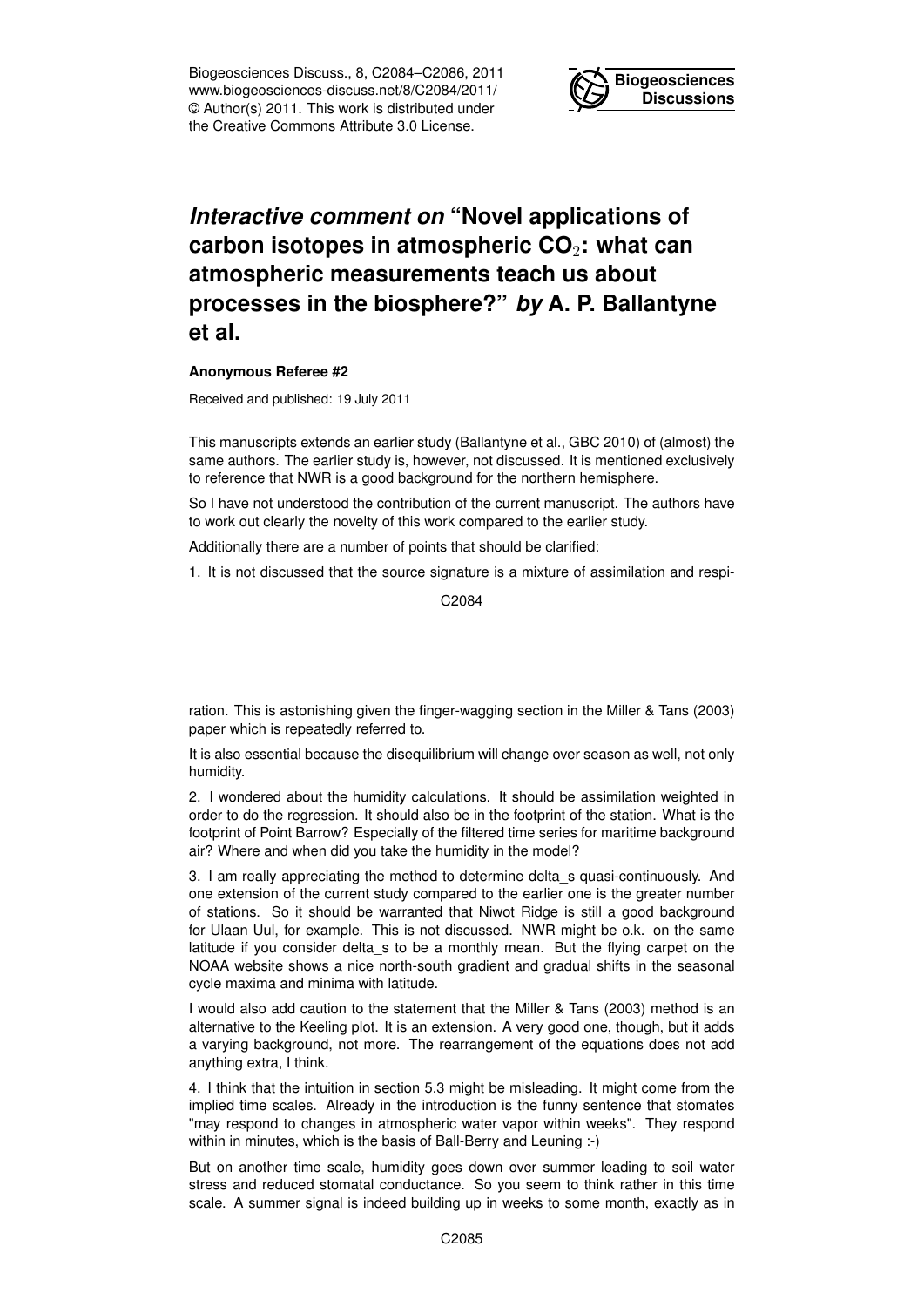Biogeosciences Discuss., 8, C2084–C2086, 2011
www.biogeosciences-discuss.net/8/C2084/2011/
© Author(s) 2011. This work is distributed under
the Creative Commons Attribute 3.0 License.

# *Interactive comment on* "Novel applications of carbon isotopes in atmospheric $CO_2$: what can atmospheric measurements teach us about processes in the biosphere?" *by* A. P. Ballantyne et al.

**Anonymous Referee #2**

Received and published: 19 July 2011

This manuscripts extends an earlier study (Ballantyne et al., GBC 2010) of (almost) the same authors. The earlier study is, however, not discussed. It is mentioned exclusively to reference that NWR is a good background for the northern hemisphere.

So I have not understood the contribution of the current manuscript. The authors have to work out clearly the novelty of this work compared to the earlier study.

Additionally there are a number of points that should be clarified:

1. It is not discussed that the source signature is a mixture of assimilation and respiration. This is astonishing given the finger-wagging section in the Miller & Tans (2003) paper which is repeatedly referred to.

It is also essential because the disequilibrium will change over season as well, not only humidity.

2. I wondered about the humidity calculations. It should be assimilation weighted in order to do the regression. It should also be in the footprint of the station. What is the footprint of Point Barrow? Especially of the filtered time series for maritime background air? Where and when did you take the humidity in the model?

3. I am really appreciating the method to determine delta_s quasi-continuously. And one extension of the current study compared to the earlier one is the greater number of stations. So it should be warranted that Niwot Ridge is still a good background for Ulaan Uul, for example. This is not discussed. NWR might be o.k. on the same latitude if you consider delta_s to be a monthly mean. But the flying carpet on the NOAA website shows a nice north-south gradient and gradual shifts in the seasonal cycle maxima and minima with latitude.

I would also add caution to the statement that the Miller & Tans (2003) method is an alternative to the Keeling plot. It is an extension. A very good one, though, but it adds a varying background, not more. The rearrangement of the equations does not add anything extra, I think.

4. I think that the intuition in section 5.3 might be misleading. It might come from the implied time scales. Already in the introduction is the funny sentence that stomates "may respond to changes in atmospheric water vapor within weeks". They respond within in minutes, which is the basis of Ball-Berry and Leuning :-)

But on another time scale, humidity goes down over summer leading to soil water stress and reduced stomatal conductance. So you seem to think rather in this time scale. A summer signal is indeed building up in weeks to some month, exactly as in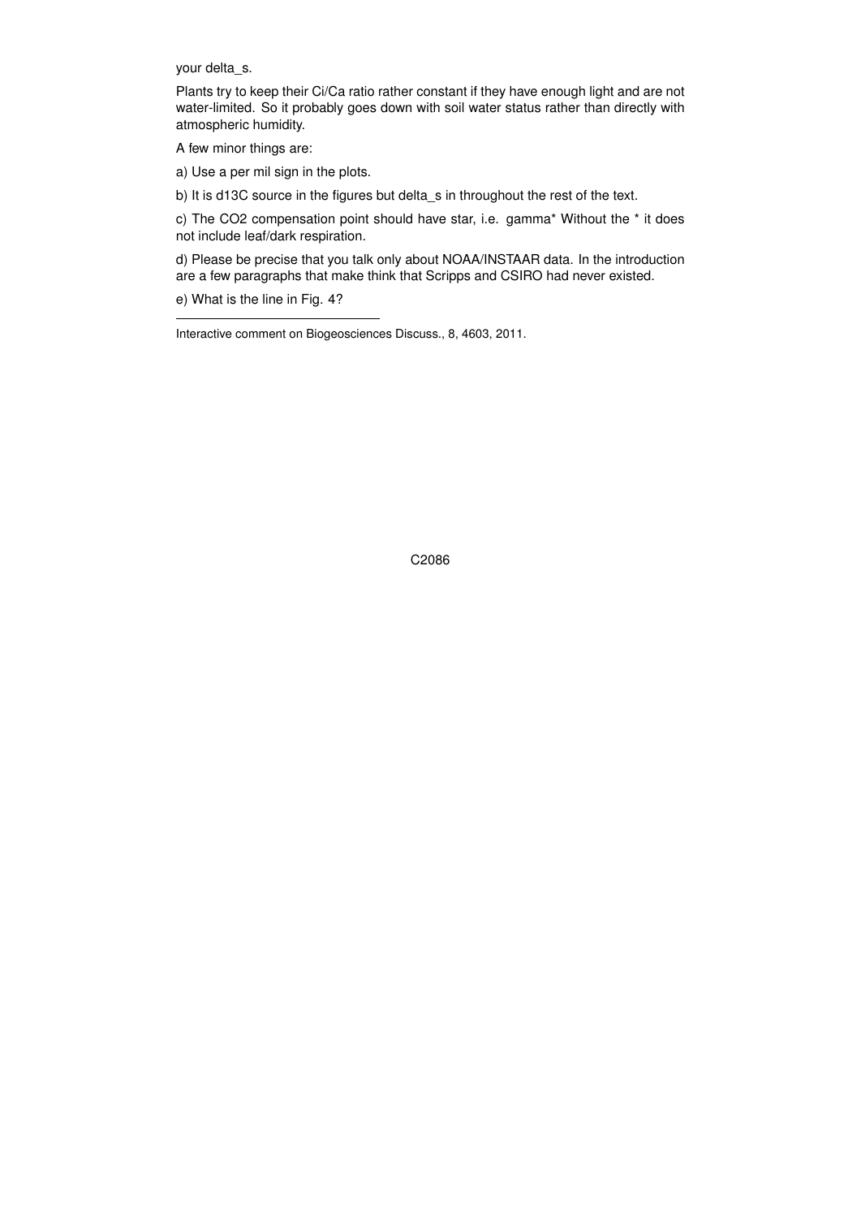your delta_s.

Plants try to keep their Ci/Ca ratio rather constant if they have enough light and are not water-limited. So it probably goes down with soil water status rather than directly with atmospheric humidity.

A few minor things are:

a) Use a per mil sign in the plots.

b) It is d13C source in the figures but delta_s in throughout the rest of the text.

c) The CO2 compensation point should have star, i.e. gamma* Without the * it does not include leaf/dark respiration.

d) Please be precise that you talk only about NOAA/INSTAAR data. In the introduction are a few paragraphs that make think that Scripps and CSIRO had never existed.

e) What is the line in Fig. 4?

---

Interactive comment on Biogeosciences Discuss., 8, 4603, 2011.